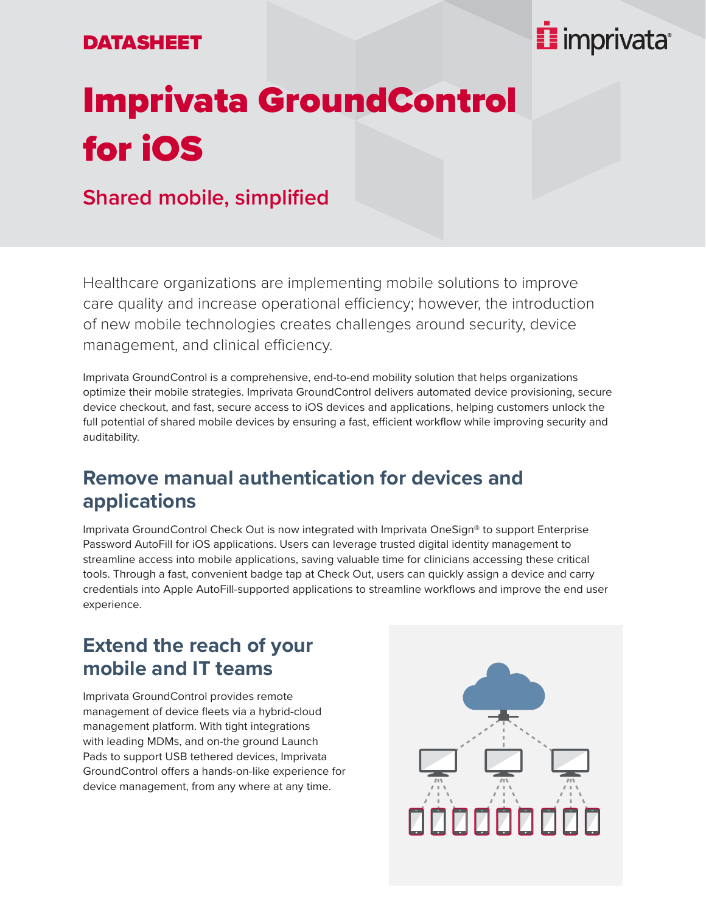DATASHEET

# Imprivata GroundControl for iOS

## Shared mobile, simplified

Healthcare organizations are implementing mobile solutions to improve care quality and increase operational efficiency; however, the introduction of new mobile technologies creates challenges around security, device management, and clinical efficiency.

Imprivata GroundControl is a comprehensive, end-to-end mobility solution that helps organizations optimize their mobile strategies. Imprivata GroundControl delivers automated device provisioning, secure device checkout, and fast, secure access to iOS devices and applications, helping customers unlock the full potential of shared mobile devices by ensuring a fast, efficient workflow while improving security and auditability.

## Remove manual authentication for devices and applications

Imprivata GroundControl Check Out is now integrated with Imprivata OneSign® to support Enterprise Password AutoFill for iOS applications. Users can leverage trusted digital identity management to streamline access into mobile applications, saving valuable time for clinicians accessing these critical tools. Through a fast, convenient badge tap at Check Out, users can quickly assign a device and carry credentials into Apple AutoFill-supported applications to streamline workflows and improve the end user experience.

## Extend the reach of your mobile and IT teams

Imprivata GroundControl provides remote management of device fleets via a hybrid-cloud management platform. With tight integrations with leading MDMs, and on-the ground Launch Pads to support USB tethered devices, Imprivata GroundControl offers a hands-on-like experience for device management, from any where at any time.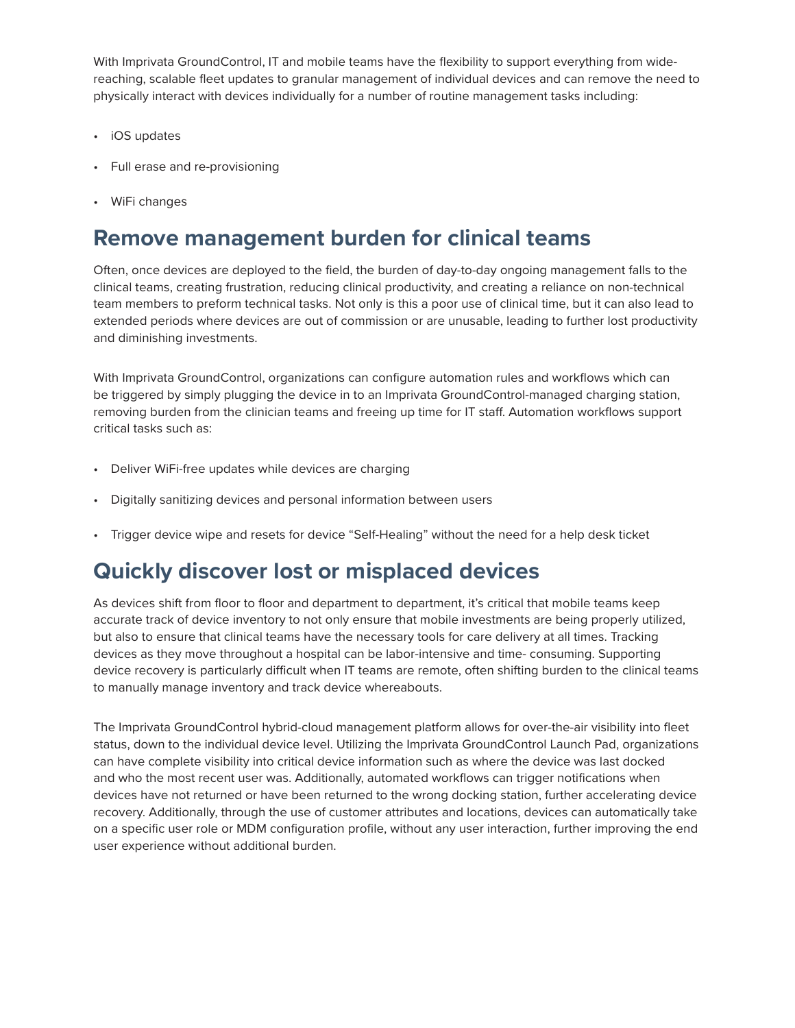With Imprivata GroundControl, IT and mobile teams have the flexibility to support everything from wide-reaching, scalable fleet updates to granular management of individual devices and can remove the need to physically interact with devices individually for a number of routine management tasks including:

- iOS updates
- Full erase and re-provisioning
- WiFi changes

## Remove management burden for clinical teams

Often, once devices are deployed to the field, the burden of day-to-day ongoing management falls to the clinical teams, creating frustration, reducing clinical productivity, and creating a reliance on non-technical team members to preform technical tasks. Not only is this a poor use of clinical time, but it can also lead to extended periods where devices are out of commission or are unusable, leading to further lost productivity and diminishing investments.

With Imprivata GroundControl, organizations can configure automation rules and workflows which can be triggered by simply plugging the device in to an Imprivata GroundControl-managed charging station, removing burden from the clinician teams and freeing up time for IT staff. Automation workflows support critical tasks such as:

- Deliver WiFi-free updates while devices are charging
- Digitally sanitizing devices and personal information between users
- Trigger device wipe and resets for device "Self-Healing" without the need for a help desk ticket

## Quickly discover lost or misplaced devices

As devices shift from floor to floor and department to department, it's critical that mobile teams keep accurate track of device inventory to not only ensure that mobile investments are being properly utilized, but also to ensure that clinical teams have the necessary tools for care delivery at all times. Tracking devices as they move throughout a hospital can be labor-intensive and time- consuming. Supporting device recovery is particularly difficult when IT teams are remote, often shifting burden to the clinical teams to manually manage inventory and track device whereabouts.

The Imprivata GroundControl hybrid-cloud management platform allows for over-the-air visibility into fleet status, down to the individual device level. Utilizing the Imprivata GroundControl Launch Pad, organizations can have complete visibility into critical device information such as where the device was last docked and who the most recent user was. Additionally, automated workflows can trigger notifications when devices have not returned or have been returned to the wrong docking station, further accelerating device recovery. Additionally, through the use of customer attributes and locations, devices can automatically take on a specific user role or MDM configuration profile, without any user interaction, further improving the end user experience without additional burden.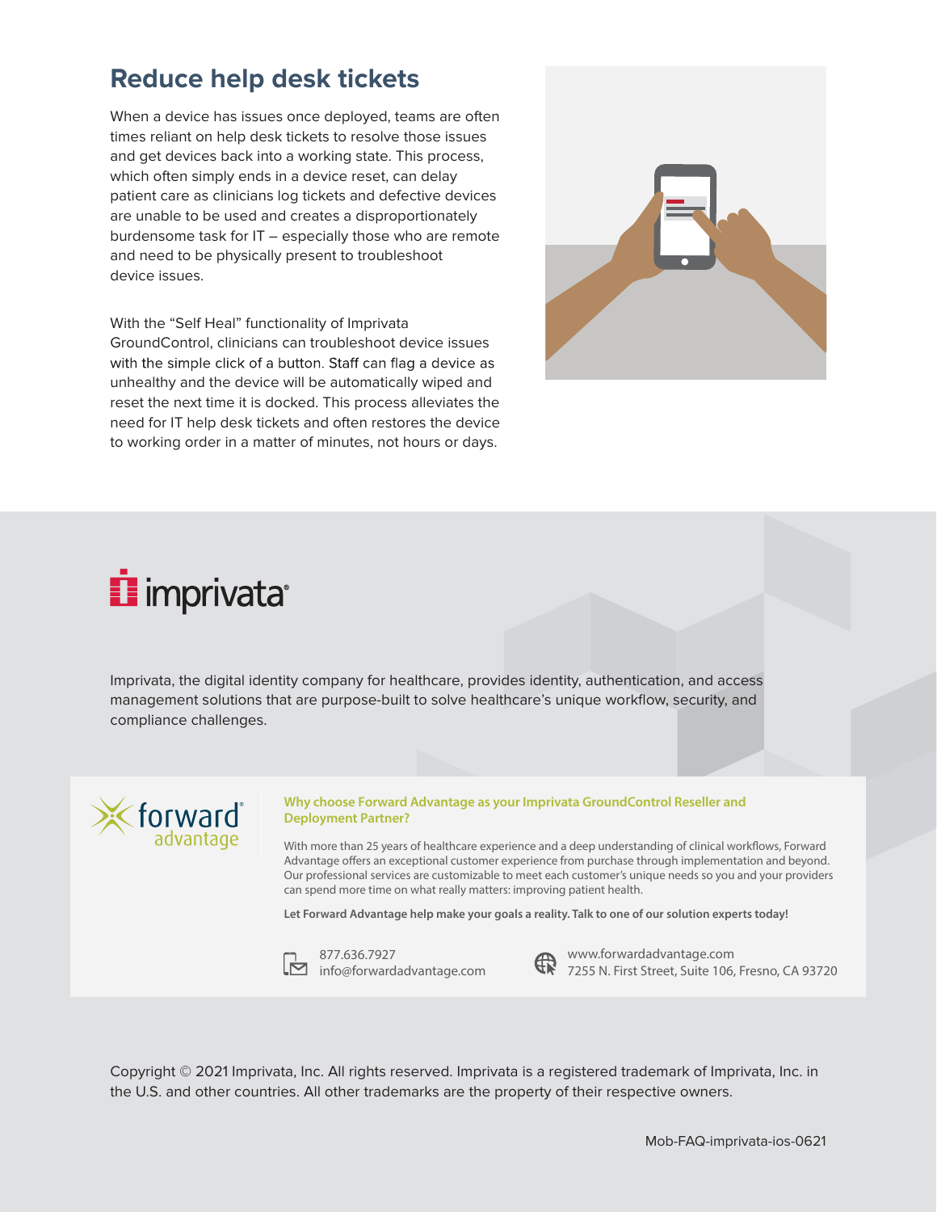## Reduce help desk tickets

When a device has issues once deployed, teams are often times reliant on help desk tickets to resolve those issues and get devices back into a working state. This process, which often simply ends in a device reset, can delay patient care as clinicians log tickets and defective devices are unable to be used and creates a disproportionately burdensome task for IT – especially those who are remote and need to be physically present to troubleshoot device issues.

With the "Self Heal" functionality of Imprivata GroundControl, clinicians can troubleshoot device issues with the simple click of a button. Staff can flag a device as unhealthy and the device will be automatically wiped and reset the next time it is docked. This process alleviates the need for IT help desk tickets and often restores the device to working order in a matter of minutes, not hours or days.

imprivata®

Imprivata, the digital identity company for healthcare, provides identity, authentication, and access management solutions that are purpose-built to solve healthcare's unique workflow, security, and compliance challenges.

forward® advantage

**Why choose Forward Advantage as your Imprivata GroundControl Reseller and Deployment Partner?**

With more than 25 years of healthcare experience and a deep understanding of clinical workflows, Forward Advantage offers an exceptional customer experience from purchase through implementation and beyond. Our professional services are customizable to meet each customer's unique needs so you and your providers can spend more time on what really matters: improving patient health.

**Let Forward Advantage help make your goals a reality. Talk to one of our solution experts today!**

877.636.7927
info@forwardadvantage.com

www.forwardadvantage.com
7255 N. First Street, Suite 106, Fresno, CA 93720

Copyright © 2021 Imprivata, Inc. All rights reserved. Imprivata is a registered trademark of Imprivata, Inc. in the U.S. and other countries. All other trademarks are the property of their respective owners.

Mob-FAQ-imprivata-ios-0621